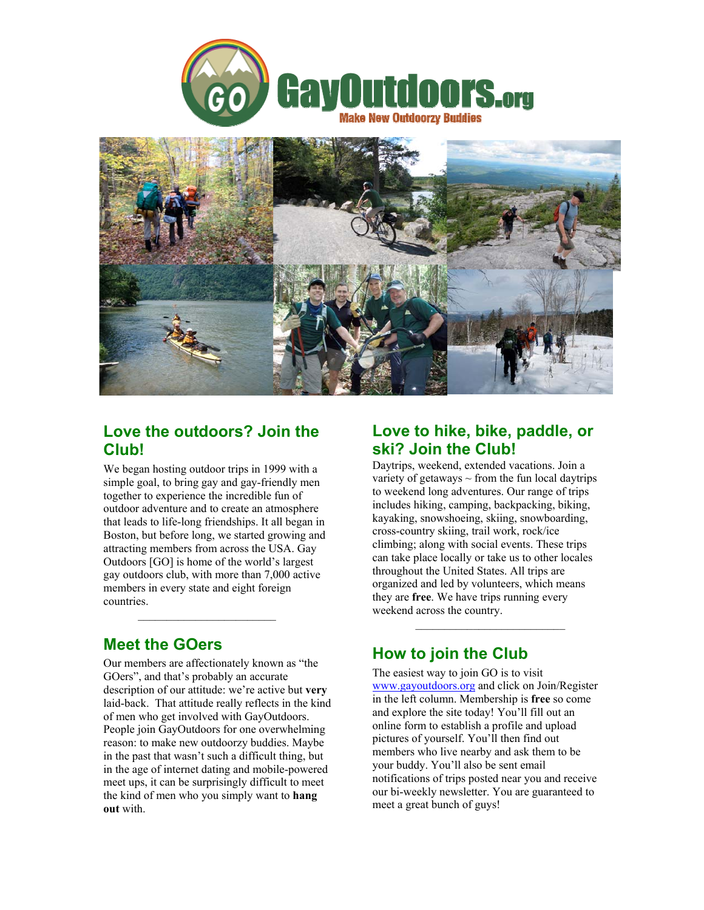# GayOutdoors.org

Make New Outdoorzy Buddies

## Love the outdoors? Join the Club!

We began hosting outdoor trips in 1999 with a simple goal, to bring gay and gay-friendly men together to experience the incredible fun of outdoor adventure and to create an atmosphere that leads to life-long friendships. It all began in Boston, but before long, we started growing and attracting members from across the USA. Gay Outdoors [GO] is home of the world's largest gay outdoors club, with more than 7,000 active members in every state and eight foreign countries.

---

## Meet the GOers

Our members are affectionately known as "the GOers", and that's probably an accurate description of our attitude: we're active but **very** laid-back. That attitude really reflects in the kind of men who get involved with GayOutdoors. People join GayOutdoors for one overwhelming reason: to make new outdoorzy buddies. Maybe in the past that wasn't such a difficult thing, but in the age of internet dating and mobile-powered meet ups, it can be surprisingly difficult to meet the kind of men who you simply want to **hang out** with.

## Love to hike, bike, paddle, or ski? Join the Club!

Daytrips, weekend, extended vacations. Join a variety of getaways ~ from the fun local daytrips to weekend long adventures. Our range of trips includes hiking, camping, backpacking, biking, kayaking, snowshoeing, skiing, snowboarding, cross-country skiing, trail work, rock/ice climbing; along with social events. These trips can take place locally or take us to other locales throughout the United States. All trips are organized and led by volunteers, which means they are **free**. We have trips running every weekend across the country.

---

## How to join the Club

The easiest way to join GO is to visit www.gayoutdoors.org and click on Join/Register in the left column. Membership is **free** so come and explore the site today! You'll fill out an online form to establish a profile and upload pictures of yourself. You'll then find out members who live nearby and ask them to be your buddy. You'll also be sent email notifications of trips posted near you and receive our bi-weekly newsletter. You are guaranteed to meet a great bunch of guys!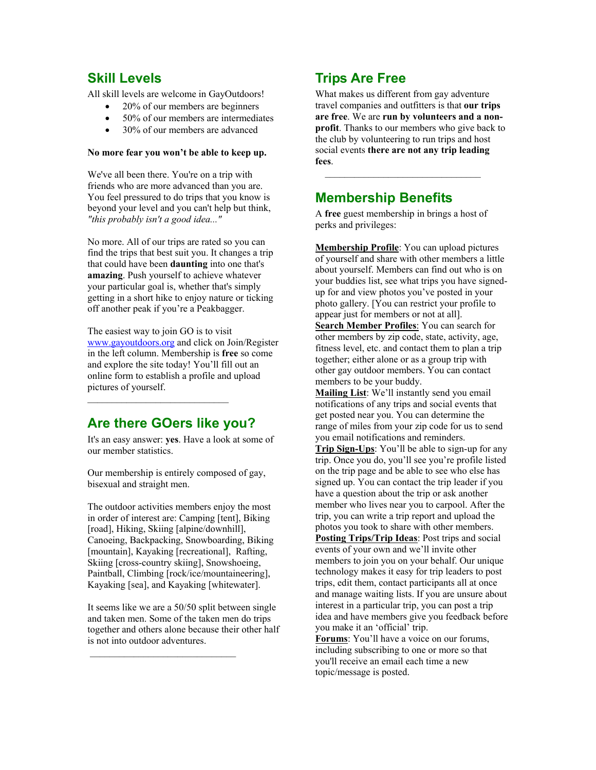## Skill Levels

All skill levels are welcome in GayOutdoors!

- 20% of our members are beginners
- 50% of our members are intermediates
- 30% of our members are advanced

**No more fear you won't be able to keep up.**

We've all been there. You're on a trip with friends who are more advanced than you are. You feel pressured to do trips that you know is beyond your level and you can't help but think, *"this probably isn't a good idea..."*

No more. All of our trips are rated so you can find the trips that best suit you. It changes a trip that could have been **daunting** into one that's **amazing**. Push yourself to achieve whatever your particular goal is, whether that's simply getting in a short hike to enjoy nature or ticking off another peak if you're a Peakbagger.

The easiest way to join GO is to visit www.gayoutdoors.org and click on Join/Register in the left column. Membership is **free** so come and explore the site today! You'll fill out an online form to establish a profile and upload pictures of yourself.

---

## Are there GOers like you?

It's an easy answer: **yes**. Have a look at some of our member statistics.

Our membership is entirely composed of gay, bisexual and straight men.

The outdoor activities members enjoy the most in order of interest are: Camping [tent], Biking [road], Hiking, Skiing [alpine/downhill], Canoeing, Backpacking, Snowboarding, Biking [mountain], Kayaking [recreational], Rafting, Skiing [cross-country skiing], Snowshoeing, Paintball, Climbing [rock/ice/mountaineering], Kayaking [sea], and Kayaking [whitewater].

It seems like we are a 50/50 split between single and taken men. Some of the taken men do trips together and others alone because their other half is not into outdoor adventures.

---

## Trips Are Free

What makes us different from gay adventure travel companies and outfitters is that **our trips are free**. We are **run by volunteers and a non-profit**. Thanks to our members who give back to the club by volunteering to run trips and host social events **there are not any trip leading fees**.

---

## Membership Benefits

A **free** guest membership in brings a host of perks and privileges:

**Membership Profile**: You can upload pictures of yourself and share with other members a little about yourself. Members can find out who is on your buddies list, see what trips you have signed-up for and view photos you've posted in your photo gallery. [You can restrict your profile to appear just for members or not at all].

**Search Member Profiles**: You can search for other members by zip code, state, activity, age, fitness level, etc. and contact them to plan a trip together; either alone or as a group trip with other gay outdoor members. You can contact members to be your buddy.

**Mailing List**: We'll instantly send you email notifications of any trips and social events that get posted near you. You can determine the range of miles from your zip code for us to send you email notifications and reminders.

**Trip Sign-Ups**: You'll be able to sign-up for any trip. Once you do, you'll see you're profile listed on the trip page and be able to see who else has signed up. You can contact the trip leader if you have a question about the trip or ask another member who lives near you to carpool. After the trip, you can write a trip report and upload the photos you took to share with other members.

**Posting Trips/Trip Ideas**: Post trips and social events of your own and we'll invite other members to join you on your behalf. Our unique technology makes it easy for trip leaders to post trips, edit them, contact participants all at once and manage waiting lists. If you are unsure about interest in a particular trip, you can post a trip idea and have members give you feedback before you make it an 'official' trip.

**Forums**: You'll have a voice on our forums, including subscribing to one or more so that you'll receive an email each time a new topic/message is posted.